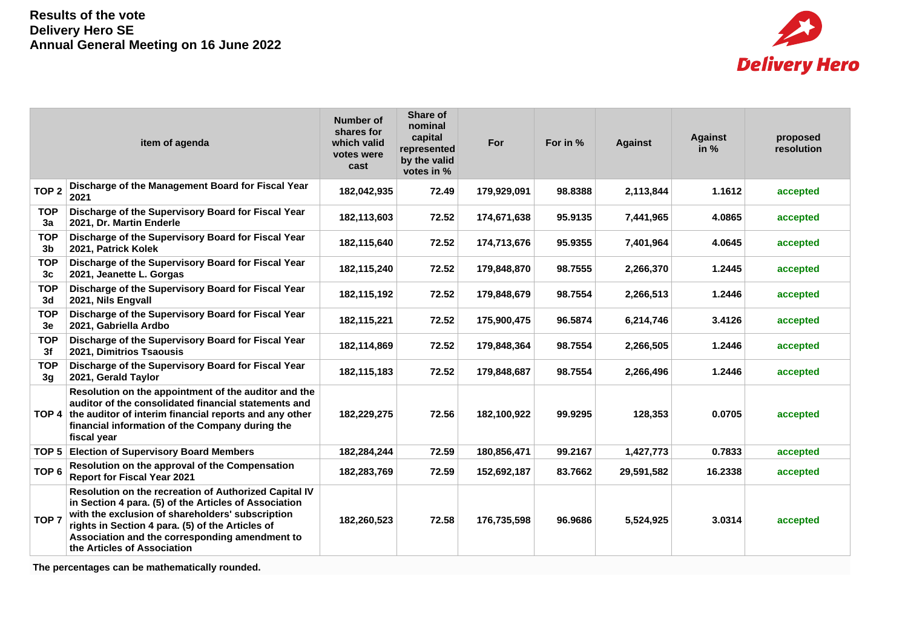**Results of the vote**
**Delivery Hero SE**
**Annual General Meeting on 16 June 2022**

| item of agenda | | Number of shares for which valid votes were cast | Share of nominal capital represented by the valid votes in % | For | For in % | Against | Against in % | proposed resolution |
|---|---|---|---|---|---|---|---|---|
| TOP 2 | Discharge of the Management Board for Fiscal Year 2021 | 182,042,935 | 72.49 | 179,929,091 | 98.8388 | 2,113,844 | 1.1612 | accepted |
| TOP 3a | Discharge of the Supervisory Board for Fiscal Year 2021, Dr. Martin Enderle | 182,113,603 | 72.52 | 174,671,638 | 95.9135 | 7,441,965 | 4.0865 | accepted |
| TOP 3b | Discharge of the Supervisory Board for Fiscal Year 2021, Patrick Kolek | 182,115,640 | 72.52 | 174,713,676 | 95.9355 | 7,401,964 | 4.0645 | accepted |
| TOP 3c | Discharge of the Supervisory Board for Fiscal Year 2021, Jeanette L. Gorgas | 182,115,240 | 72.52 | 179,848,870 | 98.7555 | 2,266,370 | 1.2445 | accepted |
| TOP 3d | Discharge of the Supervisory Board for Fiscal Year 2021, Nils Engvall | 182,115,192 | 72.52 | 179,848,679 | 98.7554 | 2,266,513 | 1.2446 | accepted |
| TOP 3e | Discharge of the Supervisory Board for Fiscal Year 2021, Gabriella Ardbo | 182,115,221 | 72.52 | 175,900,475 | 96.5874 | 6,214,746 | 3.4126 | accepted |
| TOP 3f | Discharge of the Supervisory Board for Fiscal Year 2021, Dimitrios Tsaousis | 182,114,869 | 72.52 | 179,848,364 | 98.7554 | 2,266,505 | 1.2446 | accepted |
| TOP 3g | Discharge of the Supervisory Board for Fiscal Year 2021, Gerald Taylor | 182,115,183 | 72.52 | 179,848,687 | 98.7554 | 2,266,496 | 1.2446 | accepted |
| TOP 4 | Resolution on the appointment of the auditor and the auditor of the consolidated financial statements and the auditor of interim financial reports and any other financial information of the Company during the fiscal year | 182,229,275 | 72.56 | 182,100,922 | 99.9295 | 128,353 | 0.0705 | accepted |
| TOP 5 | Election of Supervisory Board Members | 182,284,244 | 72.59 | 180,856,471 | 99.2167 | 1,427,773 | 0.7833 | accepted |
| TOP 6 | Resolution on the approval of the Compensation Report for Fiscal Year 2021 | 182,283,769 | 72.59 | 152,692,187 | 83.7662 | 29,591,582 | 16.2338 | accepted |
| TOP 7 | Resolution on the recreation of Authorized Capital IV in Section 4 para. (5) of the Articles of Association with the exclusion of shareholders' subscription rights in Section 4 para. (5) of the Articles of Association and the corresponding amendment to the Articles of Association | 182,260,523 | 72.58 | 176,735,598 | 96.9686 | 5,524,925 | 3.0314 | accepted |

**The percentages can be mathematically rounded.**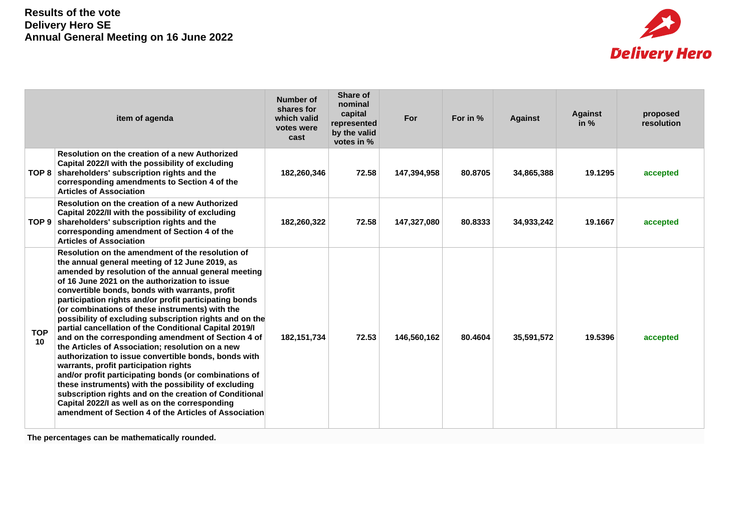**Results of the vote**
**Delivery Hero SE**
**Annual General Meeting on 16 June 2022**

| | item of agenda | Number of shares for which valid votes were cast | Share of nominal capital represented by the valid votes in % | For | For in % | Against | Against in % | proposed resolution |
|---|---|---|---|---|---|---|---|---|
| TOP 8 | Resolution on the creation of a new Authorized Capital 2022/I with the possibility of excluding shareholders' subscription rights and the corresponding amendments to Section 4 of the Articles of Association | 182,260,346 | 72.58 | 147,394,958 | 80.8705 | 34,865,388 | 19.1295 | accepted |
| TOP 9 | Resolution on the creation of a new Authorized Capital 2022/II with the possibility of excluding shareholders' subscription rights and the corresponding amendment of Section 4 of the Articles of Association | 182,260,322 | 72.58 | 147,327,080 | 80.8333 | 34,933,242 | 19.1667 | accepted |
| TOP 10 | Resolution on the amendment of the resolution of the annual general meeting of 12 June 2019, as amended by resolution of the annual general meeting of 16 June 2021 on the authorization to issue convertible bonds, bonds with warrants, profit participation rights and/or profit participating bonds (or combinations of these instruments) with the possibility of excluding subscription rights and on the partial cancellation of the Conditional Capital 2019/I and on the corresponding amendment of Section 4 of the Articles of Association; resolution on a new authorization to issue convertible bonds, bonds with warrants, profit participation rights and/or profit participating bonds (or combinations of these instruments) with the possibility of excluding subscription rights and on the creation of Conditional Capital 2022/I as well as on the corresponding amendment of Section 4 of the Articles of Association | 182,151,734 | 72.53 | 146,560,162 | 80.4604 | 35,591,572 | 19.5396 | accepted |

**The percentages can be mathematically rounded.**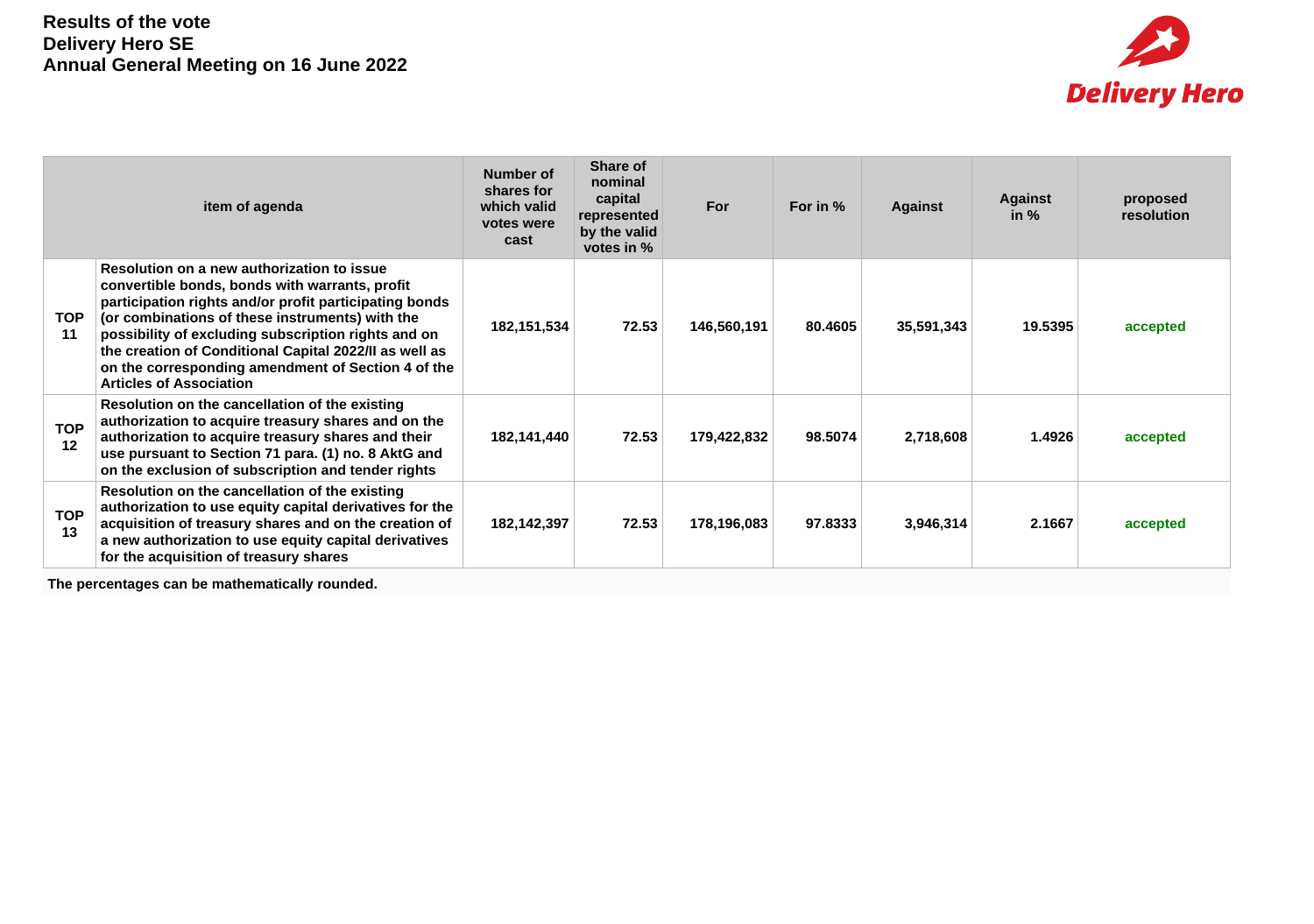**Results of the vote**
**Delivery Hero SE**
**Annual General Meeting on 16 June 2022**

| item of agenda | | Number of shares for which valid votes were cast | Share of nominal capital represented by the valid votes in % | For | For in % | Against | Against in % | proposed resolution |
|---|---|---|---|---|---|---|---|---|
| TOP 11 | Resolution on a new authorization to issue convertible bonds, bonds with warrants, profit participation rights and/or profit participating bonds (or combinations of these instruments) with the possibility of excluding subscription rights and on the creation of Conditional Capital 2022/II as well as on the corresponding amendment of Section 4 of the Articles of Association | 182,151,534 | 72.53 | 146,560,191 | 80.4605 | 35,591,343 | 19.5395 | accepted |
| TOP 12 | Resolution on the cancellation of the existing authorization to acquire treasury shares and on the authorization to acquire treasury shares and their use pursuant to Section 71 para. (1) no. 8 AktG and on the exclusion of subscription and tender rights | 182,141,440 | 72.53 | 179,422,832 | 98.5074 | 2,718,608 | 1.4926 | accepted |
| TOP 13 | Resolution on the cancellation of the existing authorization to use equity capital derivatives for the acquisition of treasury shares and on the creation of a new authorization to use equity capital derivatives for the acquisition of treasury shares | 182,142,397 | 72.53 | 178,196,083 | 97.8333 | 3,946,314 | 2.1667 | accepted |

The percentages can be mathematically rounded.